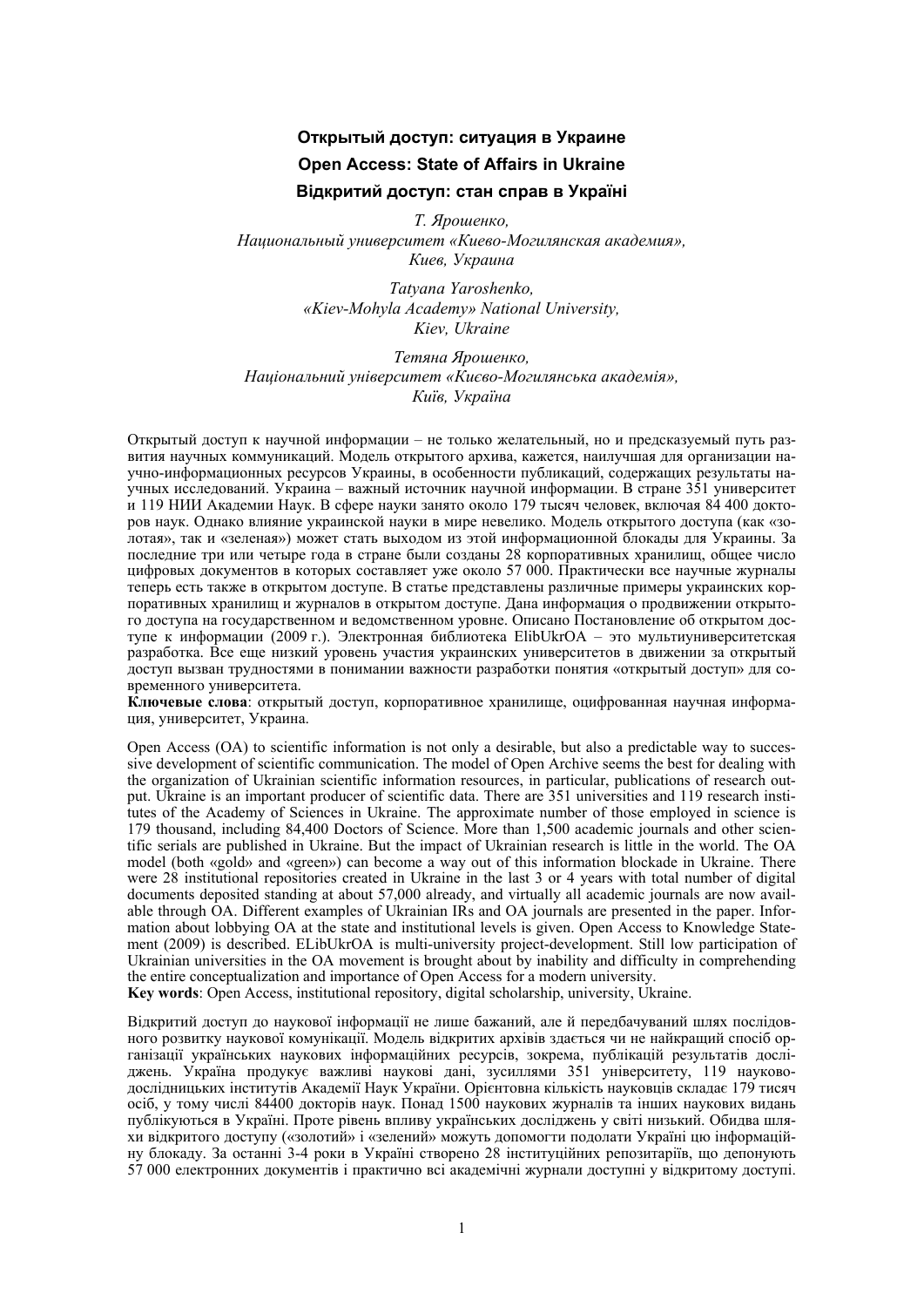# Открытый доступ: ситуация в Украине

# Open Access: State of Affairs in Ukraine

# Відкритий доступ: стан справ в Україні

*Т. Ярошенко,*
*Национальный университет «Киево-Могилянская академия»,*
*Киев, Украина*

*Tatyana Yaroshenko,*
*«Kiev-Mohyla Academy» National University,*
*Kiev, Ukraine*

*Тетяна Ярошенко,*
*Національний університет «Києво-Могилянська академія»,*
*Київ, Україна*

Открытый доступ к научной информации – не только желательный, но и предсказуемый путь развития научных коммуникаций. Модель открытого архива, кажется, наилучшая для организации научно-информационных ресурсов Украины, в особенности публикаций, содержащих результаты научных исследований. Украина – важный источник научной информации. В стране 351 университет и 119 НИИ Академии Наук. В сфере науки занято около 179 тысяч человек, включая 84 400 докторов наук. Однако влияние украинской науки в мире невелико. Модель открытого доступа (как «золотая», так и «зеленая») может стать выходом из этой информационной блокады для Украины. За последние три или четыре года в стране были созданы 28 корпоративных хранилищ, общее число цифровых документов в которых составляет уже около 57 000. Практически все научные журналы теперь есть также в открытом доступе. В статье представлены различные примеры украинских корпоративных хранилищ и журналов в открытом доступе. Дана информация о продвижении открытого доступа на государственном и ведомственном уровне. Описано Постановление об открытом доступе к информации (2009 г.). Электронная библиотека ElibUkrOA – это мультиуниверситетская разработка. Все еще низкий уровень участия украинских университетов в движении за открытый доступ вызван трудностями в понимании важности разработки понятия «открытый доступ» для современного университета.

**Ключевые слова**: открытый доступ, корпоративное хранилище, оцифрованная научная информация, университет, Украина.

Open Access (OA) to scientific information is not only a desirable, but also a predictable way to successive development of scientific communication. The model of Open Archive seems the best for dealing with the organization of Ukrainian scientific information resources, in particular, publications of research output. Ukraine is an important producer of scientific data. There are 351 universities and 119 research institutes of the Academy of Sciences in Ukraine. The approximate number of those employed in science is 179 thousand, including 84,400 Doctors of Science. More than 1,500 academic journals and other scientific serials are published in Ukraine. But the impact of Ukrainian research is little in the world. The OA model (both «gold» and «green») can become a way out of this information blockade in Ukraine. There were 28 institutional repositories created in Ukraine in the last 3 or 4 years with total number of digital documents deposited standing at about 57,000 already, and virtually all academic journals are now available through OA. Different examples of Ukrainian IRs and OA journals are presented in the paper. Information about lobbying OA at the state and institutional levels is given. Open Access to Knowledge Statement (2009) is described. ELibUkrOA is multi-university project-development. Still low participation of Ukrainian universities in the OA movement is brought about by inability and difficulty in comprehending the entire conceptualization and importance of Open Access for a modern university.

**Key words**: Open Access, institutional repository, digital scholarship, university, Ukraine.

Відкритий доступ до наукової інформації не лише бажаний, але й передбачуваний шлях послідовного розвитку наукової комунікації. Модель відкритих архівів здається чи не найкращий спосіб організації українських наукових інформаційних ресурсів, зокрема, публікацій результатів досліджень. Україна продукує важливі наукові дані, зусиллями 351 університету, 119 науково-дослідницьких інститутів Академії Наук України. Орієнтовна кількість науковців складає 179 тисяч осіб, у тому числі 84400 докторів наук. Понад 1500 наукових журналів та інших наукових видань публікуються в Україні. Проте рівень впливу українських досліджень у світі низький. Обидва шляхи відкритого доступу («золотий» і «зелений») можуть допомогти подолати Україні цю інформаційну блокаду. За останні 3-4 роки в Україні створено 28 інституційних репозитаріїв, що депонують 57 000 електронних документів і практично всі академічні журнали доступні у відкритому доступі.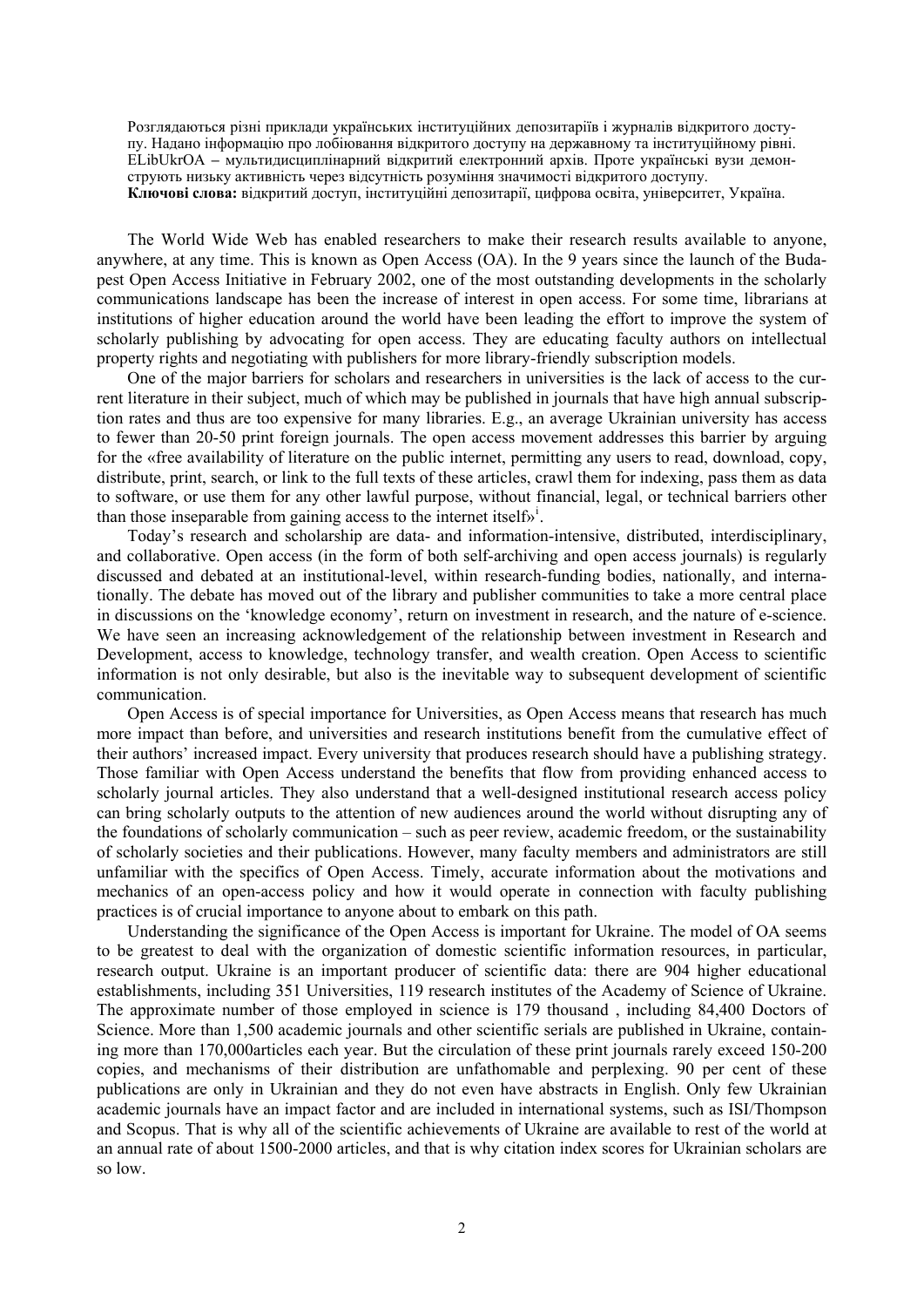Розглядаються різні приклади українських інституційних депозитаріїв і журналів відкритого доступу. Надано інформацію про лобіювання відкритого доступу на державному та інституційному рівні. ELibUkrOA – мультидисциплінарний відкритий електронний архів. Проте українські вузи демонструють низьку активність через відсутність розуміння значимості відкритого доступу.
**Ключові слова:** відкритий доступ, інституційні депозитарії, цифрова освіта, університет, Україна.

The World Wide Web has enabled researchers to make their research results available to anyone, anywhere, at any time. This is known as Open Access (OA). In the 9 years since the launch of the Budapest Open Access Initiative in February 2002, one of the most outstanding developments in the scholarly communications landscape has been the increase of interest in open access. For some time, librarians at institutions of higher education around the world have been leading the effort to improve the system of scholarly publishing by advocating for open access. They are educating faculty authors on intellectual property rights and negotiating with publishers for more library-friendly subscription models.

One of the major barriers for scholars and researchers in universities is the lack of access to the current literature in their subject, much of which may be published in journals that have high annual subscription rates and thus are too expensive for many libraries. E.g., an average Ukrainian university has access to fewer than 20-50 print foreign journals. The open access movement addresses this barrier by arguing for the «free availability of literature on the public internet, permitting any users to read, download, copy, distribute, print, search, or link to the full texts of these articles, crawl them for indexing, pass them as data to software, or use them for any other lawful purpose, without financial, legal, or technical barriers other than those inseparable from gaining access to the internet itself»[i].

Today's research and scholarship are data- and information-intensive, distributed, interdisciplinary, and collaborative. Open access (in the form of both self-archiving and open access journals) is regularly discussed and debated at an institutional-level, within research-funding bodies, nationally, and internationally. The debate has moved out of the library and publisher communities to take a more central place in discussions on the 'knowledge economy', return on investment in research, and the nature of e-science. We have seen an increasing acknowledgement of the relationship between investment in Research and Development, access to knowledge, technology transfer, and wealth creation. Open Access to scientific information is not only desirable, but also is the inevitable way to subsequent development of scientific communication.

Open Access is of special importance for Universities, as Open Access means that research has much more impact than before, and universities and research institutions benefit from the cumulative effect of their authors' increased impact. Every university that produces research should have a publishing strategy. Those familiar with Open Access understand the benefits that flow from providing enhanced access to scholarly journal articles. They also understand that a well-designed institutional research access policy can bring scholarly outputs to the attention of new audiences around the world without disrupting any of the foundations of scholarly communication – such as peer review, academic freedom, or the sustainability of scholarly societies and their publications. However, many faculty members and administrators are still unfamiliar with the specifics of Open Access. Timely, accurate information about the motivations and mechanics of an open-access policy and how it would operate in connection with faculty publishing practices is of crucial importance to anyone about to embark on this path.

Understanding the significance of the Open Access is important for Ukraine. The model of OA seems to be greatest to deal with the organization of domestic scientific information resources, in particular, research output. Ukraine is an important producer of scientific data: there are 904 higher educational establishments, including 351 Universities, 119 research institutes of the Academy of Science of Ukraine. The approximate number of those employed in science is 179 thousand , including 84,400 Doctors of Science. More than 1,500 academic journals and other scientific serials are published in Ukraine, containing more than 170,000articles each year. But the circulation of these print journals rarely exceed 150-200 copies, and mechanisms of their distribution are unfathomable and perplexing. 90 per cent of these publications are only in Ukrainian and they do not even have abstracts in English. Only few Ukrainian academic journals have an impact factor and are included in international systems, such as ISI/Thompson and Scopus. That is why all of the scientific achievements of Ukraine are available to rest of the world at an annual rate of about 1500-2000 articles, and that is why citation index scores for Ukrainian scholars are so low.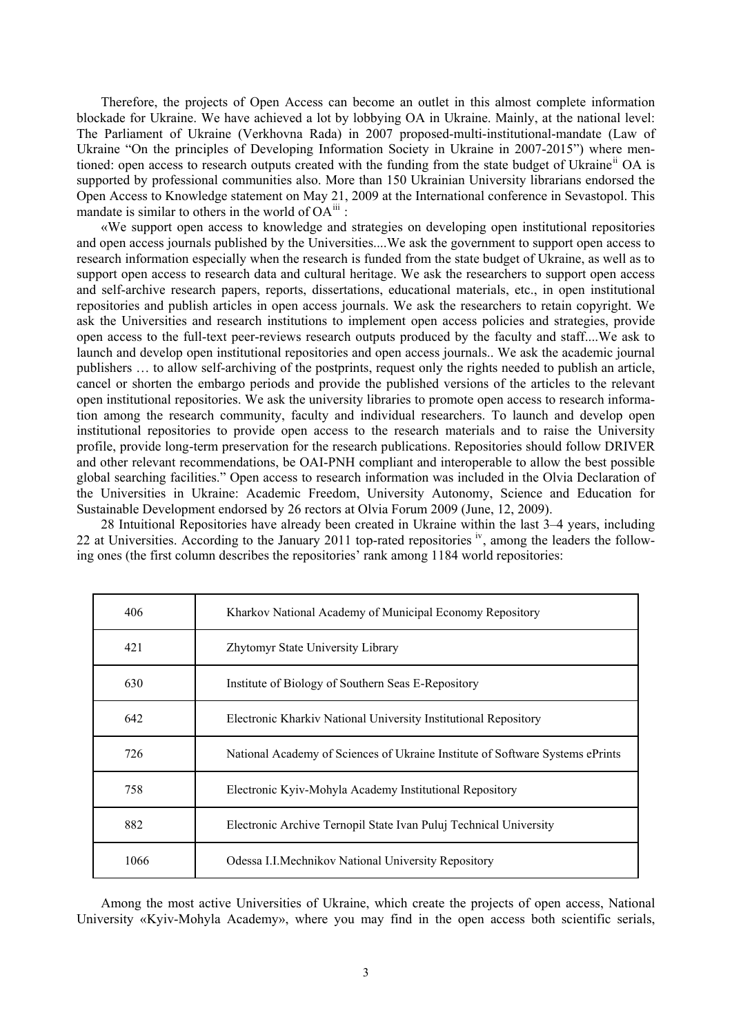Therefore, the projects of Open Access can become an outlet in this almost complete information blockade for Ukraine. We have achieved a lot by lobbying OA in Ukraine. Mainly, at the national level: The Parliament of Ukraine (Verkhovna Rada) in 2007 proposed-multi-institutional-mandate (Law of Ukraine "On the principles of Developing Information Society in Ukraine in 2007-2015") where mentioned: open access to research outputs created with the funding from the state budget of Ukraine[ii] OA is supported by professional communities also. More than 150 Ukrainian University librarians endorsed the Open Access to Knowledge statement on May 21, 2009 at the International conference in Sevastopol. This mandate is similar to others in the world of OA[iii] :

«We support open access to knowledge and strategies on developing open institutional repositories and open access journals published by the Universities....We ask the government to support open access to research information especially when the research is funded from the state budget of Ukraine, as well as to support open access to research data and cultural heritage. We ask the researchers to support open access and self-archive research papers, reports, dissertations, educational materials, etc., in open institutional repositories and publish articles in open access journals. We ask the researchers to retain copyright. We ask the Universities and research institutions to implement open access policies and strategies, provide open access to the full-text peer-reviews research outputs produced by the faculty and staff....We ask to launch and develop open institutional repositories and open access journals.. We ask the academic journal publishers … to allow self-archiving of the postprints, request only the rights needed to publish an article, cancel or shorten the embargo periods and provide the published versions of the articles to the relevant open institutional repositories. We ask the university libraries to promote open access to research information among the research community, faculty and individual researchers. To launch and develop open institutional repositories to provide open access to the research materials and to raise the University profile, provide long-term preservation for the research publications. Repositories should follow DRIVER and other relevant recommendations, be OAI-PNH compliant and interoperable to allow the best possible global searching facilities." Open access to research information was included in the Olvia Declaration of the Universities in Ukraine: Academic Freedom, University Autonomy, Science and Education for Sustainable Development endorsed by 26 rectors at Olvia Forum 2009 (June, 12, 2009).

28 Intuitional Repositories have already been created in Ukraine within the last 3–4 years, including 22 at Universities. According to the January 2011 top-rated repositories [iv], among the leaders the following ones (the first column describes the repositories' rank among 1184 world repositories:

| 406 | Kharkov National Academy of Municipal Economy Repository |
|---|---|
| 421 | Zhytomyr State University Library |
| 630 | Institute of Biology of Southern Seas E-Repository |
| 642 | Electronic Kharkiv National University Institutional Repository |
| 726 | National Academy of Sciences of Ukraine Institute of Software Systems ePrints |
| 758 | Electronic Kyiv-Mohyla Academy Institutional Repository |
| 882 | Electronic Archive Ternopil State Ivan Puluj Technical University |
| 1066 | Odessa I.I.Mechnikov National University Repository |

Among the most active Universities of Ukraine, which create the projects of open access, National University «Kyiv-Mohyla Academy», where you may find in the open access both scientific serials,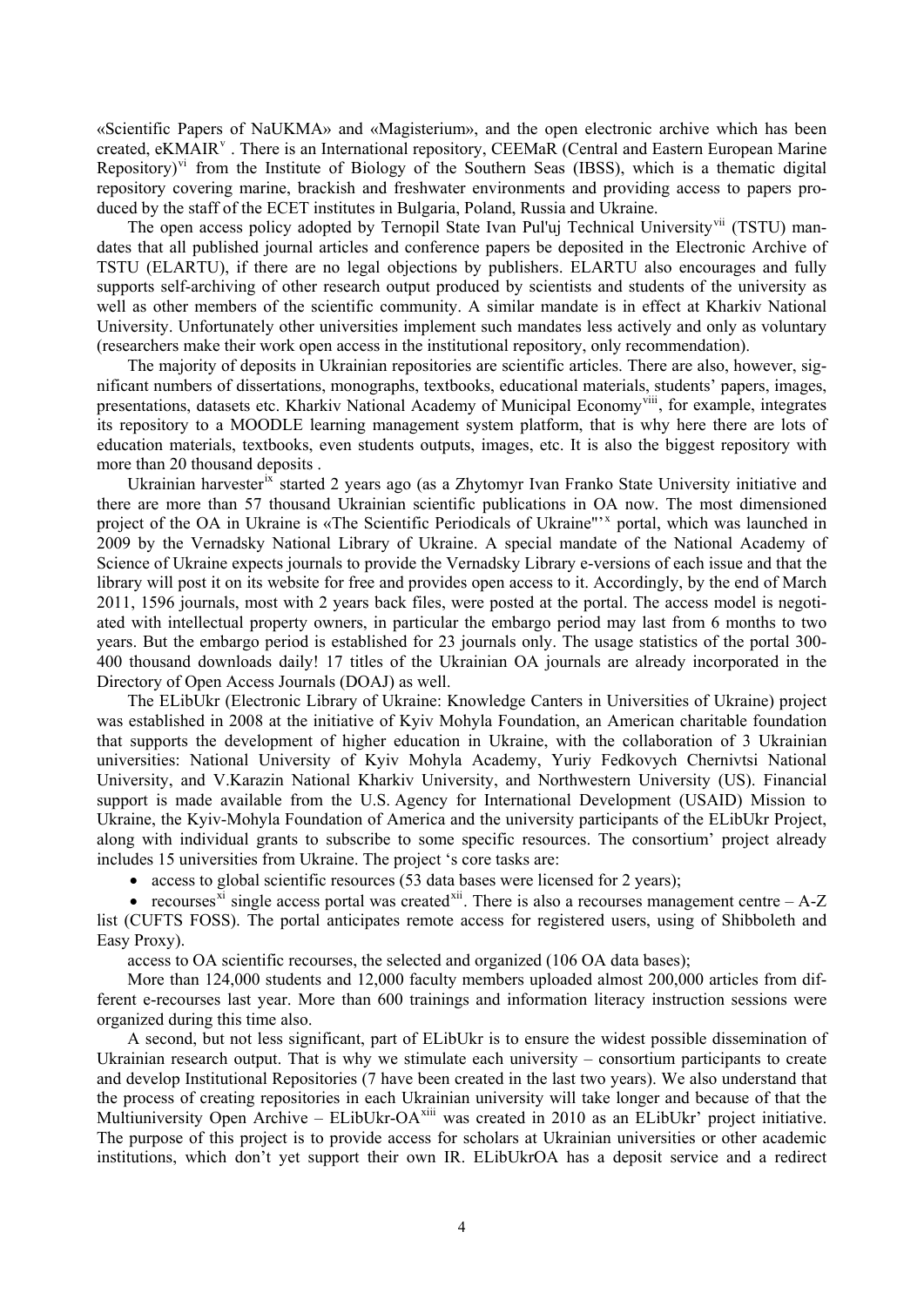«Scientific Papers of NaUKMA» and «Magisterium», and the open electronic archive which has been created, eKMAIR[v] . There is an International repository, CEEMaR (Central and Eastern European Marine Repository)[vi] from the Institute of Biology of the Southern Seas (IBSS), which is a thematic digital repository covering marine, brackish and freshwater environments and providing access to papers produced by the staff of the ECET institutes in Bulgaria, Poland, Russia and Ukraine.

The open access policy adopted by Ternopil State Ivan Pul'uj Technical University[vii] (TSTU) mandates that all published journal articles and conference papers be deposited in the Electronic Archive of TSTU (ELARTU), if there are no legal objections by publishers. ELARTU also encourages and fully supports self-archiving of other research output produced by scientists and students of the university as well as other members of the scientific community. A similar mandate is in effect at Kharkiv National University. Unfortunately other universities implement such mandates less actively and only as voluntary (researchers make their work open access in the institutional repository, only recommendation).

The majority of deposits in Ukrainian repositories are scientific articles. There are also, however, significant numbers of dissertations, monographs, textbooks, educational materials, students' papers, images, presentations, datasets etc. Kharkiv National Academy of Municipal Economy[viii], for example, integrates its repository to a MOODLE learning management system platform, that is why here there are lots of education materials, textbooks, even students outputs, images, etc. It is also the biggest repository with more than 20 thousand deposits .

Ukrainian harvester[ix] started 2 years ago (as a Zhytomyr Ivan Franko State University initiative and there are more than 57 thousand Ukrainian scientific publications in OA now. The most dimensioned project of the OA in Ukraine is «The Scientific Periodicals of Ukraine"'[x] portal, which was launched in 2009 by the Vernadsky National Library of Ukraine. A special mandate of the National Academy of Science of Ukraine expects journals to provide the Vernadsky Library e-versions of each issue and that the library will post it on its website for free and provides open access to it. Accordingly, by the end of March 2011, 1596 journals, most with 2 years back files, were posted at the portal. The access model is negotiated with intellectual property owners, in particular the embargo period may last from 6 months to two years. But the embargo period is established for 23 journals only. The usage statistics of the portal 300-400 thousand downloads daily! 17 titles of the Ukrainian OA journals are already incorporated in the Directory of Open Access Journals (DOAJ) as well.

The ELibUkr (Electronic Library of Ukraine: Knowledge Canters in Universities of Ukraine) project was established in 2008 at the initiative of Kyiv Mohyla Foundation, an American charitable foundation that supports the development of higher education in Ukraine, with the collaboration of 3 Ukrainian universities: National University of Kyiv Mohyla Academy, Yuriy Fedkovych Chernivtsi National University, and V.Karazin National Kharkiv University, and Northwestern University (US). Financial support is made available from the U.S. Agency for International Development (USAID) Mission to Ukraine, the Kyiv-Mohyla Foundation of America and the university participants of the ELibUkr Project, along with individual grants to subscribe to some specific resources. The consortium' project already includes 15 universities from Ukraine. The project 's core tasks are:

- access to global scientific resources (53 data bases were licensed for 2 years);
- recourses[xi] single access portal was created[xii]. There is also a recourses management centre – A-Z list (CUFTS FOSS). The portal anticipates remote access for registered users, using of Shibboleth and Easy Proxy).

access to OA scientific recourses, the selected and organized (106 OA data bases);

More than 124,000 students and 12,000 faculty members uploaded almost 200,000 articles from different e-recourses last year. More than 600 trainings and information literacy instruction sessions were organized during this time also.

A second, but not less significant, part of ELibUkr is to ensure the widest possible dissemination of Ukrainian research output. That is why we stimulate each university – consortium participants to create and develop Institutional Repositories (7 have been created in the last two years). We also understand that the process of creating repositories in each Ukrainian university will take longer and because of that the Multiuniversity Open Archive – ELibUkr-OA[xiii] was created in 2010 as an ELibUkr' project initiative. The purpose of this project is to provide access for scholars at Ukrainian universities or other academic institutions, which don't yet support their own IR. ELibUkrOA has a deposit service and a redirect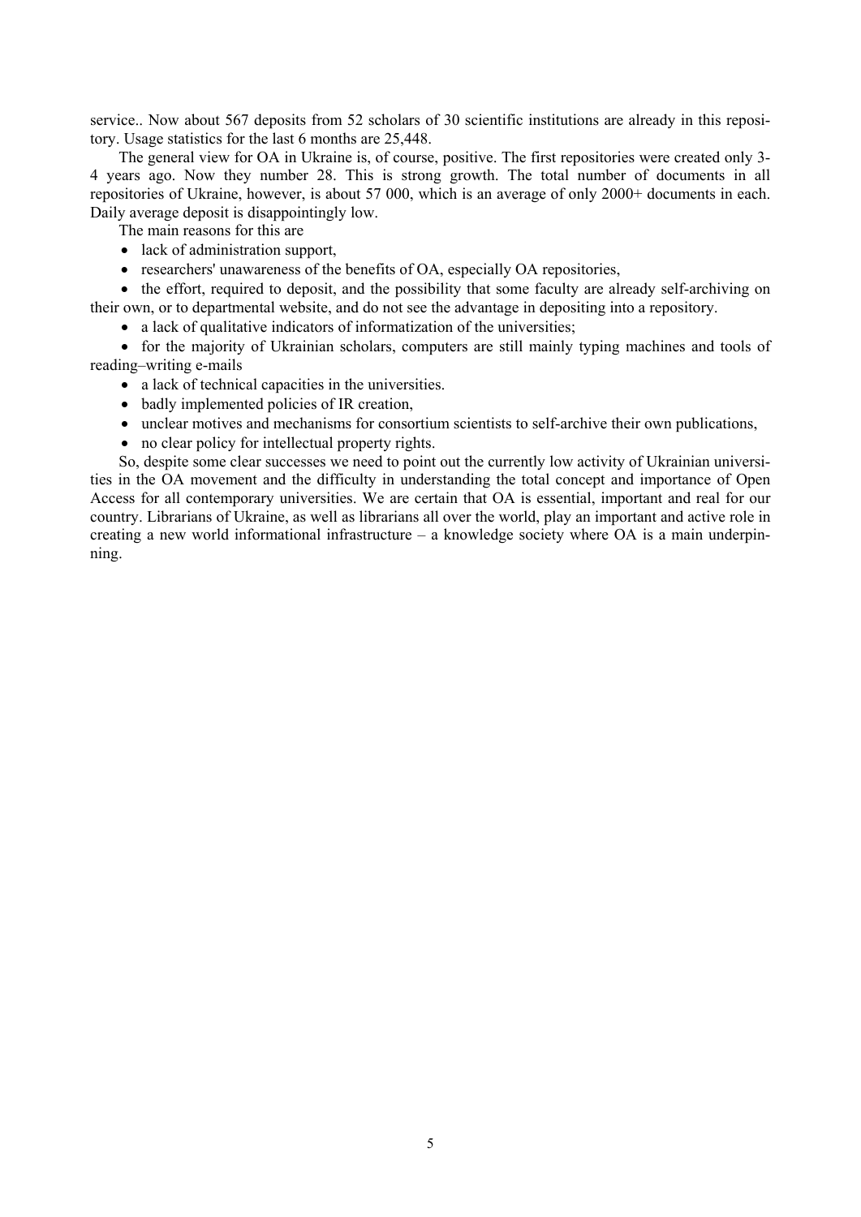service.. Now about 567 deposits from 52 scholars of 30 scientific institutions are already in this repository. Usage statistics for the last 6 months are 25,448.

The general view for OA in Ukraine is, of course, positive. The first repositories were created only 3-4 years ago. Now they number 28. This is strong growth. The total number of documents in all repositories of Ukraine, however, is about 57 000, which is an average of only 2000+ documents in each. Daily average deposit is disappointingly low.

The main reasons for this are

- lack of administration support,
- researchers' unawareness of the benefits of OA, especially OA repositories,
- the effort, required to deposit, and the possibility that some faculty are already self-archiving on their own, or to departmental website, and do not see the advantage in depositing into a repository.
- a lack of qualitative indicators of informatization of the universities;
- for the majority of Ukrainian scholars, computers are still mainly typing machines and tools of reading–writing e-mails
- a lack of technical capacities in the universities.
- badly implemented policies of IR creation,
- unclear motives and mechanisms for consortium scientists to self-archive their own publications,
- no clear policy for intellectual property rights.

So, despite some clear successes we need to point out the currently low activity of Ukrainian universities in the OA movement and the difficulty in understanding the total concept and importance of Open Access for all contemporary universities. We are certain that OA is essential, important and real for our country. Librarians of Ukraine, as well as librarians all over the world, play an important and active role in creating a new world informational infrastructure – a knowledge society where OA is a main underpinning.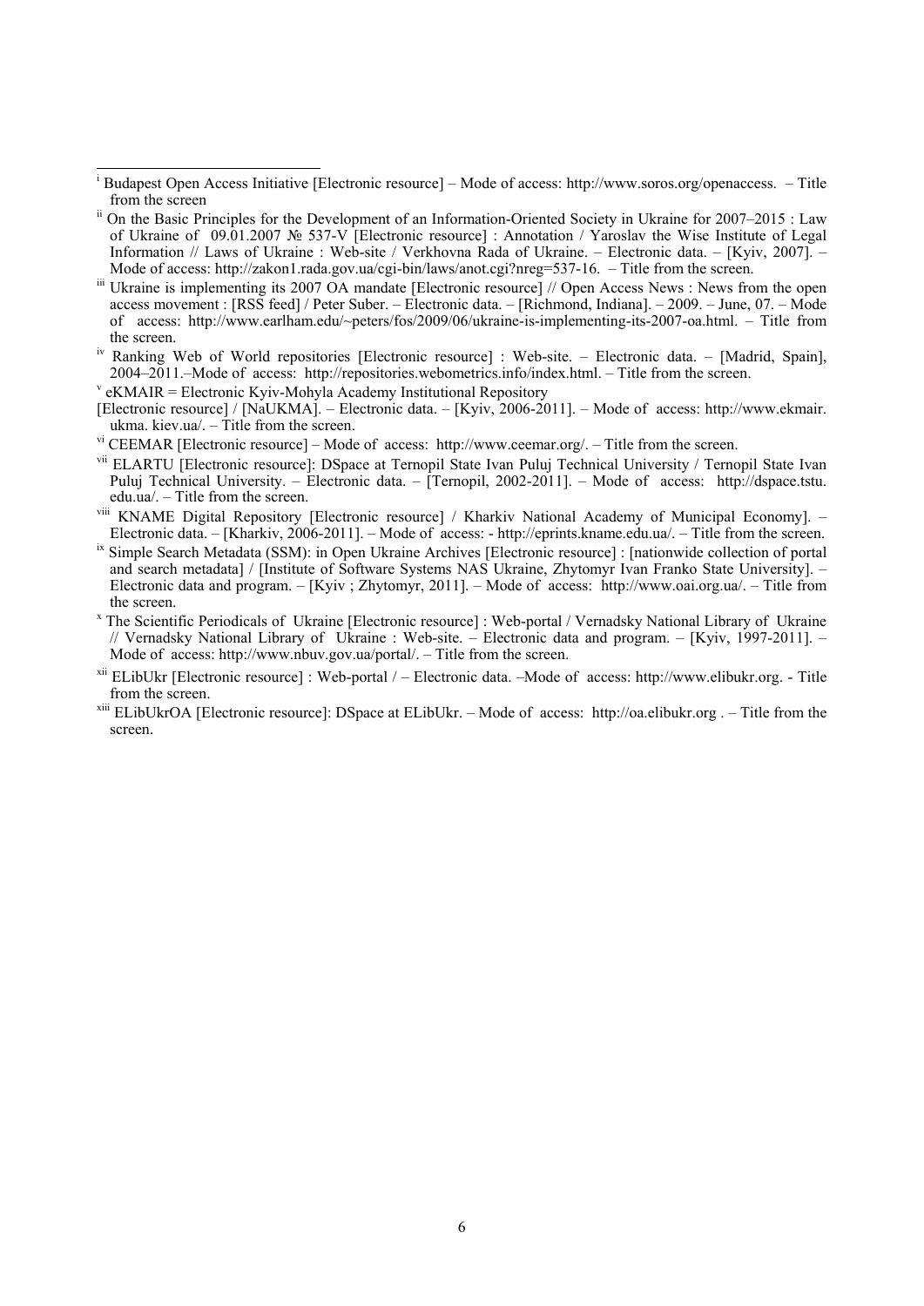[i] Budapest Open Access Initiative [Electronic resource] – Mode of access: http://www.soros.org/openaccess. – Title from the screen

[ii] On the Basic Principles for the Development of an Information-Oriented Society in Ukraine for 2007–2015 : Law of Ukraine of 09.01.2007 № 537-V [Electronic resource] : Annotation / Yaroslav the Wise Institute of Legal Information // Laws of Ukraine : Web-site / Verkhovna Rada of Ukraine. – Electronic data. – [Kyiv, 2007]. – Mode of access: http://zakon1.rada.gov.ua/cgi-bin/laws/anot.cgi?nreg=537-16. – Title from the screen.

[iii] Ukraine is implementing its 2007 OA mandate [Electronic resource] // Open Access News : News from the open access movement : [RSS feed] / Peter Suber. – Electronic data. – [Richmond, Indiana]. – 2009. – June, 07. – Mode of access: http://www.earlham.edu/~peters/fos/2009/06/ukraine-is-implementing-its-2007-oa.html. – Title from the screen.

[iv] Ranking Web of World repositories [Electronic resource] : Web-site. – Electronic data. – [Madrid, Spain], 2004–2011.–Mode of access: http://repositories.webometrics.info/index.html. – Title from the screen.

[v] eKMAIR = Electronic Kyiv-Mohyla Academy Institutional Repository
[Electronic resource] / [NaUKMA]. – Electronic data. – [Kyiv, 2006-2011]. – Mode of access: http://www.ekmair. ukma. kiev.ua/. – Title from the screen.

[vi] CEEMAR [Electronic resource] – Mode of access: http://www.ceemar.org/. – Title from the screen.

[vii] ELARTU [Electronic resource]: DSpace at Ternopil State Ivan Puluj Technical University / Ternopil State Ivan Puluj Technical University. – Electronic data. – [Ternopil, 2002-2011]. – Mode of access: http://dspace.tstu. edu.ua/. – Title from the screen.

[viii] KNAME Digital Repository [Electronic resource] / Kharkiv National Academy of Municipal Economy]. – Electronic data. – [Kharkiv, 2006-2011]. – Mode of access: - http://eprints.kname.edu.ua/. – Title from the screen.

[ix] Simple Search Metadata (SSM): in Open Ukraine Archives [Electronic resource] : [nationwide collection of portal and search metadata] / [Institute of Software Systems NAS Ukraine, Zhytomyr Ivan Franko State University]. – Electronic data and program. – [Kyiv ; Zhytomyr, 2011]. – Mode of access: http://www.oai.org.ua/. – Title from the screen.

[x] The Scientific Periodicals of Ukraine [Electronic resource] : Web-portal / Vernadsky National Library of Ukraine // Vernadsky National Library of Ukraine : Web-site. – Electronic data and program. – [Kyiv, 1997-2011]. – Mode of access: http://www.nbuv.gov.ua/portal/. – Title from the screen.

[xii] ELibUkr [Electronic resource] : Web-portal / – Electronic data. –Mode of access: http://www.elibukr.org. - Title from the screen.

[xiii] ELibUkrOA [Electronic resource]: DSpace at ELibUkr. – Mode of access: http://oa.elibukr.org . – Title from the screen.